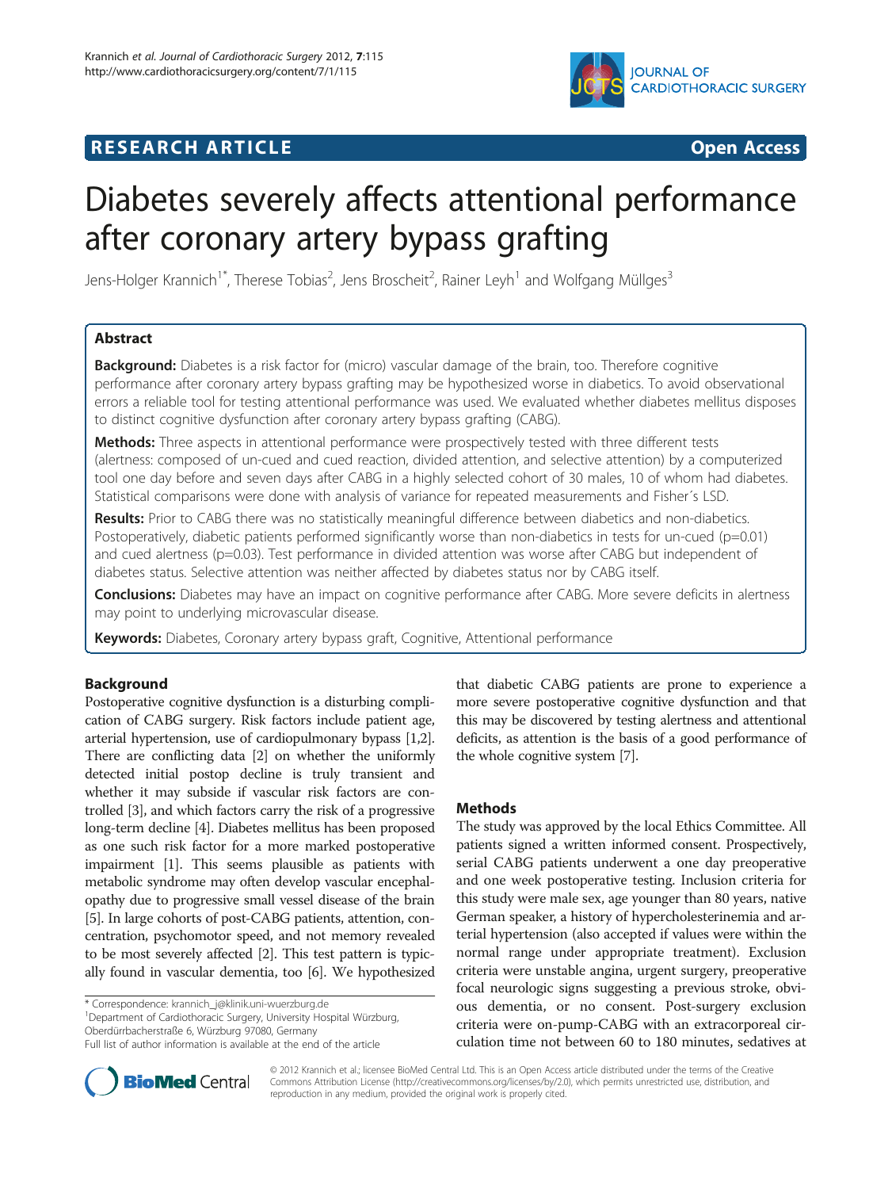RESEARCH ARTICLE

Open Access

# Diabetes severely affects attentional performance after coronary artery bypass grafting

Jens-Holger Krannich[1*], Therese Tobias[2], Jens Broscheit[2], Rainer Leyh[1] and Wolfgang Müllges[3]

## Abstract

**Background:** Diabetes is a risk factor for (micro) vascular damage of the brain, too. Therefore cognitive performance after coronary artery bypass grafting may be hypothesized worse in diabetics. To avoid observational errors a reliable tool for testing attentional performance was used. We evaluated whether diabetes mellitus disposes to distinct cognitive dysfunction after coronary artery bypass grafting (CABG).

**Methods:** Three aspects in attentional performance were prospectively tested with three different tests (alertness: composed of un-cued and cued reaction, divided attention, and selective attention) by a computerized tool one day before and seven days after CABG in a highly selected cohort of 30 males, 10 of whom had diabetes. Statistical comparisons were done with analysis of variance for repeated measurements and Fisher´s LSD.

**Results:** Prior to CABG there was no statistically meaningful difference between diabetics and non-diabetics. Postoperatively, diabetic patients performed significantly worse than non-diabetics in tests for un-cued ($p=0.01$) and cued alertness ($p=0.03$). Test performance in divided attention was worse after CABG but independent of diabetes status. Selective attention was neither affected by diabetes status nor by CABG itself.

**Conclusions:** Diabetes may have an impact on cognitive performance after CABG. More severe deficits in alertness may point to underlying microvascular disease.

**Keywords:** Diabetes, Coronary artery bypass graft, Cognitive, Attentional performance

## Background

Postoperative cognitive dysfunction is a disturbing complication of CABG surgery. Risk factors include patient age, arterial hypertension, use of cardiopulmonary bypass [1,2]. There are conflicting data [2] on whether the uniformly detected initial postop decline is truly transient and whether it may subside if vascular risk factors are controlled [3], and which factors carry the risk of a progressive long-term decline [4]. Diabetes mellitus has been proposed as one such risk factor for a more marked postoperative impairment [1]. This seems plausible as patients with metabolic syndrome may often develop vascular encephalopathy due to progressive small vessel disease of the brain [5]. In large cohorts of post-CABG patients, attention, concentration, psychomotor speed, and not memory revealed to be most severely affected [2]. This test pattern is typically found in vascular dementia, too [6]. We hypothesized that diabetic CABG patients are prone to experience a more severe postoperative cognitive dysfunction and that this may be discovered by testing alertness and attentional deficits, as attention is the basis of a good performance of the whole cognitive system [7].

## Methods

The study was approved by the local Ethics Committee. All patients signed a written informed consent. Prospectively, serial CABG patients underwent a one day preoperative and one week postoperative testing. Inclusion criteria for this study were male sex, age younger than 80 years, native German speaker, a history of hypercholesterinemia and arterial hypertension (also accepted if values were within the normal range under appropriate treatment). Exclusion criteria were unstable angina, urgent surgery, preoperative focal neurologic signs suggesting a previous stroke, obvious dementia, or no consent. Post-surgery exclusion criteria were on-pump-CABG with an extracorporeal circulation time not between 60 to 180 minutes, sedatives at

\* Correspondence: krannich_j@klinik.uni-wuerzburg.de

[1]Department of Cardiothoracic Surgery, University Hospital Würzburg, Oberdürrbacherstraße 6, Würzburg 97080, Germany

Full list of author information is available at the end of the article

© 2012 Krannich et al.; licensee BioMed Central Ltd. This is an Open Access article distributed under the terms of the Creative Commons Attribution License (http://creativecommons.org/licenses/by/2.0), which permits unrestricted use, distribution, and reproduction in any medium, provided the original work is properly cited.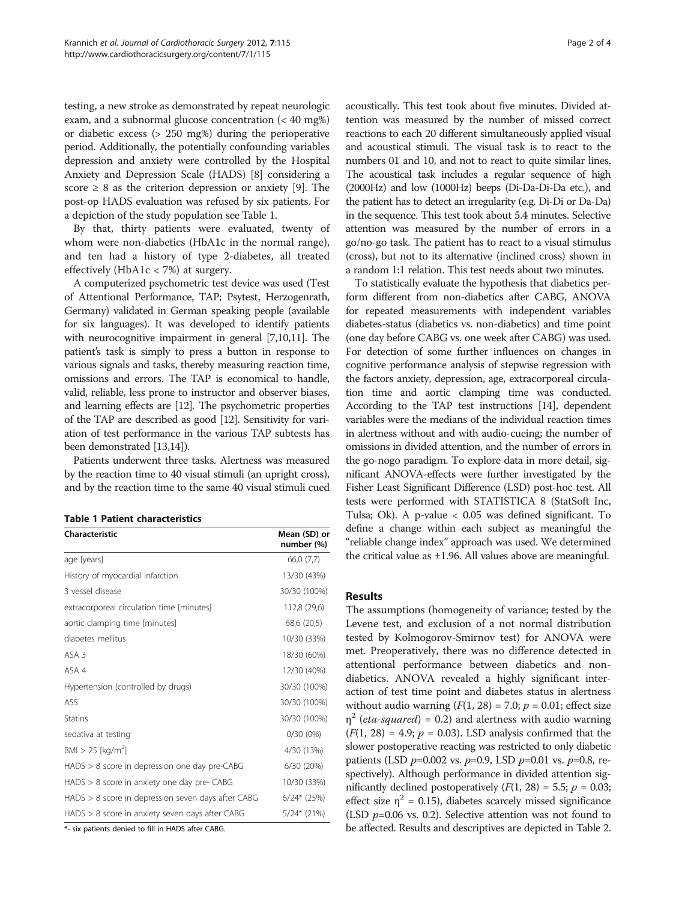testing, a new stroke as demonstrated by repeat neurologic exam, and a subnormal glucose concentration (< 40 mg%) or diabetic excess (> 250 mg%) during the perioperative period. Additionally, the potentially confounding variables depression and anxiety were controlled by the Hospital Anxiety and Depression Scale (HADS) [8] considering a score ≥ 8 as the criterion depression or anxiety [9]. The post-op HADS evaluation was refused by six patients. For a depiction of the study population see Table 1.

By that, thirty patients were evaluated, twenty of whom were non-diabetics (HbA1c in the normal range), and ten had a history of type 2-diabetes, all treated effectively (HbA1c < 7%) at surgery.

A computerized psychometric test device was used (Test of Attentional Performance, TAP; Psytest, Herzogenrath, Germany) validated in German speaking people (available for six languages). It was developed to identify patients with neurocognitive impairment in general [7,10,11]. The patient's task is simply to press a button in response to various signals and tasks, thereby measuring reaction time, omissions and errors. The TAP is economical to handle, valid, reliable, less prone to instructor and observer biases, and learning effects are [12]. The psychometric properties of the TAP are described as good [12]. Sensitivity for variation of test performance in the various TAP subtests has been demonstrated [13,14]).

Patients underwent three tasks. Alertness was measured by the reaction time to 40 visual stimuli (an upright cross), and by the reaction time to the same 40 visual stimuli cued acoustically. This test took about five minutes. Divided attention was measured by the number of missed correct reactions to each 20 different simultaneously applied visual and acoustical stimuli. The visual task is to react to the numbers 01 and 10, and not to react to quite similar lines. The acoustical task includes a regular sequence of high (2000Hz) and low (1000Hz) beeps (Di-Da-Di-Da etc.), and the patient has to detect an irregularity (e.g. Di-Di or Da-Da) in the sequence. This test took about 5.4 minutes. Selective attention was measured by the number of errors in a go/no-go task. The patient has to react to a visual stimulus (cross), but not to its alternative (inclined cross) shown in a random 1:1 relation. This test needs about two minutes.

**Table 1 Patient characteristics**

| Characteristic | Mean (SD) or number (%) |
|---|---|
| age [years] | 66,0 (7,7) |
| History of myocardial infarction | 13/30 (43%) |
| 3 vessel disease | 30/30 (100%) |
| extracorporeal circulation time [minutes] | 112,8 (29,6) |
| aortic clamping time [minutes] | 68,6 (20,5) |
| diabetes mellitus | 10/30 (33%) |
| ASA 3 | 18/30 (60%) |
| ASA 4 | 12/30 (40%) |
| Hypertension (controlled by drugs) | 30/30 (100%) |
| ASS | 30/30 (100%) |
| Statins | 30/30 (100%) |
| sedativa at testing | 0/30 (0%) |
| BMI > 25 [kg/m$^2$] | 4/30 (13%) |
| HADS > 8 score in depression one day pre-CABG | 6/30 (20%) |
| HADS > 8 score in anxiety one day pre- CABG | 10/30 (33%) |
| HADS > 8 score in depression seven days after CABG | 6/24* (25%) |
| HADS > 8 score in anxiety seven days after CABG | 5/24* (21%) |

*- six patients denied to fill in HADS after CABG.

To statistically evaluate the hypothesis that diabetics perform different from non-diabetics after CABG, ANOVA for repeated measurements with independent variables diabetes-status (diabetics vs. non-diabetics) and time point (one day before CABG vs. one week after CABG) was used. For detection of some further influences on changes in cognitive performance analysis of stepwise regression with the factors anxiety, depression, age, extracorporeal circulation time and aortic clamping time was conducted. According to the TAP test instructions [14], dependent variables were the medians of the individual reaction times in alertness without and with audio-cueing; the number of omissions in divided attention, and the number of errors in the go-nogo paradigm. To explore data in more detail, significant ANOVA-effects were further investigated by the Fisher Least Significant Difference (LSD) post-hoc test. All tests were performed with STATISTICA 8 (StatSoft Inc, Tulsa; Ok). A p-value < 0.05 was defined significant. To define a change within each subject as meaningful the "reliable change index" approach was used. We determined the critical value as ±1.96. All values above are meaningful.

## Results

The assumptions (homogeneity of variance; tested by the Levene test, and exclusion of a not normal distribution tested by Kolmogorov-Smirnov test) for ANOVA were met. Preoperatively, there was no difference detected in attentional performance between diabetics and non-diabetics. ANOVA revealed a highly significant interaction of test time point and diabetes status in alertness without audio warning ($F(1, 28) = 7.0$; $p = 0.01$; effect size $\eta^2$ (*eta-squared*) = 0.2) and alertness with audio warning ($F(1, 28) = 4.9$; $p = 0.03$). LSD analysis confirmed that the slower postoperative reacting was restricted to only diabetic patients (LSD $p$=0.002 vs. $p$=0.9, LSD $p$=0.01 vs. $p$=0.8, respectively). Although performance in divided attention significantly declined postoperatively ($F(1, 28) = 5.5$; $p = 0.03$; effect size $\eta^2 = 0.15$), diabetes scarcely missed significance (LSD $p$=0.06 vs. 0.2). Selective attention was not found to be affected. Results and descriptives are depicted in Table 2.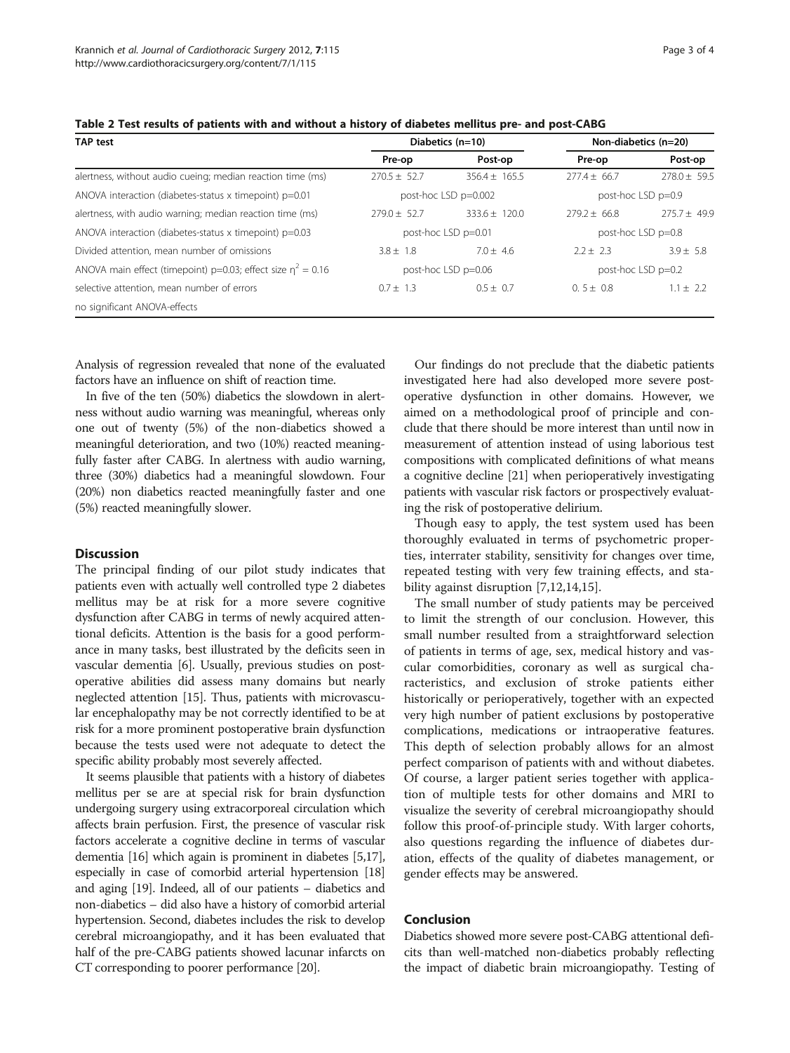**Table 2 Test results of patients with and without a history of diabetes mellitus pre- and post-CABG**

| TAP test | Diabetics (n=10) | | Non-diabetics (n=20) | |
|---|---|---|---|---|
| | Pre-op | Post-op | Pre-op | Post-op |
| alertness, without audio cueing; median reaction time (ms) | 270.5 ± 52.7 | 356.4 ± 165.5 | 277.4 ± 66.7 | 278.0 ± 59.5 |
| ANOVA interaction (diabetes-status x timepoint) p=0.01 | post-hoc LSD p=0.002 | | post-hoc LSD p=0.9 | |
| alertness, with audio warning; median reaction time (ms) | 279.0 ± 52.7 | 333.6 ± 120.0 | 279.2 ± 66.8 | 275.7 ± 49.9 |
| ANOVA interaction (diabetes-status x timepoint) p=0.03 | post-hoc LSD p=0.01 | | post-hoc LSD p=0.8 | |
| Divided attention, mean number of omissions | 3.8 ± 1.8 | 7.0 ± 4.6 | 2.2 ± 2.3 | 3.9 ± 5.8 |
| ANOVA main effect (timepoint) p=0.03; effect size $\eta^2$ = 0.16 | post-hoc LSD p=0.06 | | post-hoc LSD p=0.2 | |
| selective attention, mean number of errors | 0.7 ± 1.3 | 0.5 ± 0.7 | 0. 5 ± 0.8 | 1.1 ± 2.2 |
| no significant ANOVA-effects | | | | |

Analysis of regression revealed that none of the evaluated factors have an influence on shift of reaction time.

In five of the ten (50%) diabetics the slowdown in alertness without audio warning was meaningful, whereas only one out of twenty (5%) of the non-diabetics showed a meaningful deterioration, and two (10%) reacted meaningfully faster after CABG. In alertness with audio warning, three (30%) diabetics had a meaningful slowdown. Four (20%) non diabetics reacted meaningfully faster and one (5%) reacted meaningfully slower.

## Discussion

The principal finding of our pilot study indicates that patients even with actually well controlled type 2 diabetes mellitus may be at risk for a more severe cognitive dysfunction after CABG in terms of newly acquired attentional deficits. Attention is the basis for a good performance in many tasks, best illustrated by the deficits seen in vascular dementia [6]. Usually, previous studies on postoperative abilities did assess many domains but nearly neglected attention [15]. Thus, patients with microvascular encephalopathy may be not correctly identified to be at risk for a more prominent postoperative brain dysfunction because the tests used were not adequate to detect the specific ability probably most severely affected.

It seems plausible that patients with a history of diabetes mellitus per se are at special risk for brain dysfunction undergoing surgery using extracorporeal circulation which affects brain perfusion. First, the presence of vascular risk factors accelerate a cognitive decline in terms of vascular dementia [16] which again is prominent in diabetes [5,17], especially in case of comorbid arterial hypertension [18] and aging [19]. Indeed, all of our patients – diabetics and non-diabetics – did also have a history of comorbid arterial hypertension. Second, diabetes includes the risk to develop cerebral microangiopathy, and it has been evaluated that half of the pre-CABG patients showed lacunar infarcts on CT corresponding to poorer performance [20].

Our findings do not preclude that the diabetic patients investigated here had also developed more severe postoperative dysfunction in other domains. However, we aimed on a methodological proof of principle and conclude that there should be more interest than until now in measurement of attention instead of using laborious test compositions with complicated definitions of what means a cognitive decline [21] when perioperatively investigating patients with vascular risk factors or prospectively evaluating the risk of postoperative delirium.

Though easy to apply, the test system used has been thoroughly evaluated in terms of psychometric properties, interrater stability, sensitivity for changes over time, repeated testing with very few training effects, and stability against disruption [7,12,14,15].

The small number of study patients may be perceived to limit the strength of our conclusion. However, this small number resulted from a straightforward selection of patients in terms of age, sex, medical history and vascular comorbidities, coronary as well as surgical characteristics, and exclusion of stroke patients either historically or perioperatively, together with an expected very high number of patient exclusions by postoperative complications, medications or intraoperative features. This depth of selection probably allows for an almost perfect comparison of patients with and without diabetes. Of course, a larger patient series together with application of multiple tests for other domains and MRI to visualize the severity of cerebral microangiopathy should follow this proof-of-principle study. With larger cohorts, also questions regarding the influence of diabetes duration, effects of the quality of diabetes management, or gender effects may be answered.

## Conclusion

Diabetics showed more severe post-CABG attentional deficits than well-matched non-diabetics probably reflecting the impact of diabetic brain microangiopathy. Testing of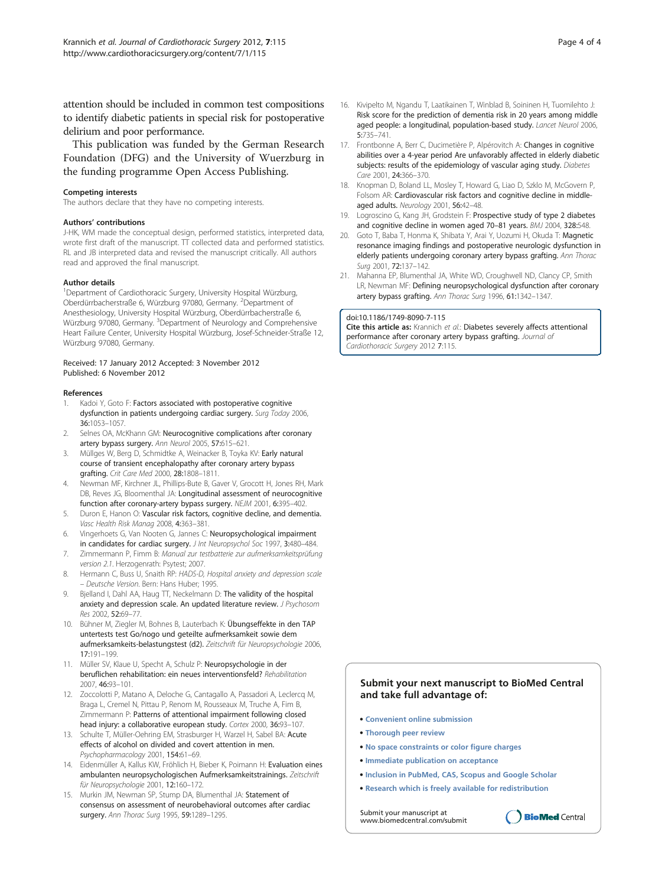attention should be included in common test compositions to identify diabetic patients in special risk for postoperative delirium and poor performance.

This publication was funded by the German Research Foundation (DFG) and the University of Wuerzburg in the funding programme Open Access Publishing.

#### Competing interests

The authors declare that they have no competing interests.

#### Authors' contributions

J-HK, WM made the conceptual design, performed statistics, interpreted data, wrote first draft of the manuscript. TT collected data and performed statistics. RL and JB interpreted data and revised the manuscript critically. All authors read and approved the final manuscript.

#### Author details

[1]Department of Cardiothoracic Surgery, University Hospital Würzburg, Oberdürrbacherstraße 6, Würzburg 97080, Germany. [2]Department of Anesthesiology, University Hospital Würzburg, Oberdürrbacherstraße 6, Würzburg 97080, Germany. [3]Department of Neurology and Comprehensive Heart Failure Center, University Hospital Würzburg, Josef-Schneider-Straße 12, Würzburg 97080, Germany.

Received: 17 January 2012 Accepted: 3 November 2012
Published: 6 November 2012

#### References

1. Kadoi Y, Goto F: **Factors associated with postoperative cognitive dysfunction in patients undergoing cardiac surgery.** *Surg Today* 2006, **36:**1053–1057.
2. Selnes OA, McKhann GM: **Neurocognitive complications after coronary artery bypass surgery.** *Ann Neurol* 2005, **57:**615–621.
3. Müllges W, Berg D, Schmidtke A, Weinacker B, Toyka KV: **Early natural course of transient encephalopathy after coronary artery bypass grafting.** *Crit Care Med* 2000, **28:**1808–1811.
4. Newman MF, Kirchner JL, Phillips-Bute B, Gaver V, Grocott H, Jones RH, Mark DB, Reves JG, Bloomenthal JA: **Longitudinal assessment of neurocognitive function after coronary-artery bypass surgery.** *NEJM* 2001, **6:**395–402.
5. Duron E, Hanon O: **Vascular risk factors, cognitive decline, and dementia.** *Vasc Health Risk Manag* 2008, **4:**363–381.
6. Vingerhoets G, Van Nooten G, Jannes C: **Neuropsychological impairment in candidates for cardiac surgery.** *J Int Neuropsychol Soc* 1997, **3:**480–484.
7. Zimmermann P, Fimm B: *Manual zur testbatterie zur aufmerksamkeitsprüfung version 2.1.* Herzogenrath: Psytest; 2007.
8. Hermann C, Buss U, Snaith RP: *HADS-D, Hospital anxiety and depression scale – Deutsche Version.* Bern: Hans Huber; 1995.
9. Bjelland I, Dahl AA, Haug TT, Neckelmann D: **The validity of the hospital anxiety and depression scale. An updated literature review.** *J Psychosom Res* 2002, **52:**69–77.
10. Bühner M, Ziegler M, Bohnes B, Lauterbach K: **Übungseffekte in den TAP untertests test Go/nogo und geteilte aufmerksamkeit sowie dem aufmerksamkeits-belastungstest (d2).** *Zeitschrift für Neuropsychologie* 2006, **17:**191–199.
11. Müller SV, Klaue U, Specht A, Schulz P: **Neuropsychologie in der beruflichen rehabilitation: ein neues interventionsfeld?** *Rehabilitation* 2007, **46:**93–101.
12. Zoccolotti P, Matano A, Deloche G, Cantagallo A, Passadori A, Leclercq M, Braga L, Cremel N, Pittau P, Renom M, Rousseaux M, Truche A, Fim B, Zimmermann P: **Patterns of attentional impairment following closed head injury: a collaborative european study.** *Cortex* 2000, **36:**93–107.
13. Schulte T, Müller-Oehring EM, Strasburger H, Warzel H, Sabel BA: **Acute effects of alcohol on divided and covert attention in men.** *Psychopharmacology* 2001, **154:**61–69.
14. Eidenmüller A, Kallus KW, Fröhlich H, Bieber K, Poimann H: **Evaluation eines ambulanten neuropsychologischen Aufmerksamkeitstrainings.** *Zeitschrift für Neuropsychologie* 2001, **12:**160–172.
15. Murkin JM, Newman SP, Stump DA, Blumenthal JA: **Statement of consensus on assessment of neurobehavioral outcomes after cardiac surgery.** *Ann Thorac Surg* 1995, **59:**1289–1295.
16. Kivipelto M, Ngandu T, Laatikainen T, Winblad B, Soininen H, Tuomilehto J: **Risk score for the prediction of dementia risk in 20 years among middle aged people: a longitudinal, population-based study.** *Lancet Neurol* 2006, **5:**735–741.
17. Frontbonne A, Berr C, Ducimetière P, Alpérovitch A: **Changes in cognitive abilities over a 4-year period Are unfavorably affected in elderly diabetic subjects: results of the epidemiology of vascular aging study.** *Diabetes Care* 2001, **24:**366–370.
18. Knopman D, Boland LL, Mosley T, Howard G, Liao D, Szklo M, McGovern P, Folsom AR: **Cardiovascular risk factors and cognitive decline in middle-aged adults.** *Neurology* 2001, **56:**42–48.
19. Logroscino G, Kang JH, Grodstein F: **Prospective study of type 2 diabetes and cognitive decline in women aged 70–81 years.** *BMJ* 2004, **328:**548.
20. Goto T, Baba T, Honma K, Shibata Y, Arai Y, Uozumi H, Okuda T: **Magnetic resonance imaging findings and postoperative neurologic dysfunction in elderly patients undergoing coronary artery bypass grafting.** *Ann Thorac Surg* 2001, **72:**137–142.
21. Mahanna EP, Blumenthal JA, White WD, Croughwell ND, Clancy CP, Smith LR, Newman MF: **Defining neuropsychological dysfunction after coronary artery bypass grafting.** *Ann Thorac Surg* 1996, **61:**1342–1347.

doi:10.1186/1749-8090-7-115

**Cite this article as:** Krannich *et al.*: Diabetes severely affects attentional performance after coronary artery bypass grafting. *Journal of Cardiothoracic Surgery* 2012 **7**:115.

**Submit your next manuscript to BioMed Central and take full advantage of:**

- **Convenient online submission**
- **Thorough peer review**
- **No space constraints or color figure charges**
- **Immediate publication on acceptance**
- **Inclusion in PubMed, CAS, Scopus and Google Scholar**
- **Research which is freely available for redistribution**

Submit your manuscript at
www.biomedcentral.com/submit

BioMed Central